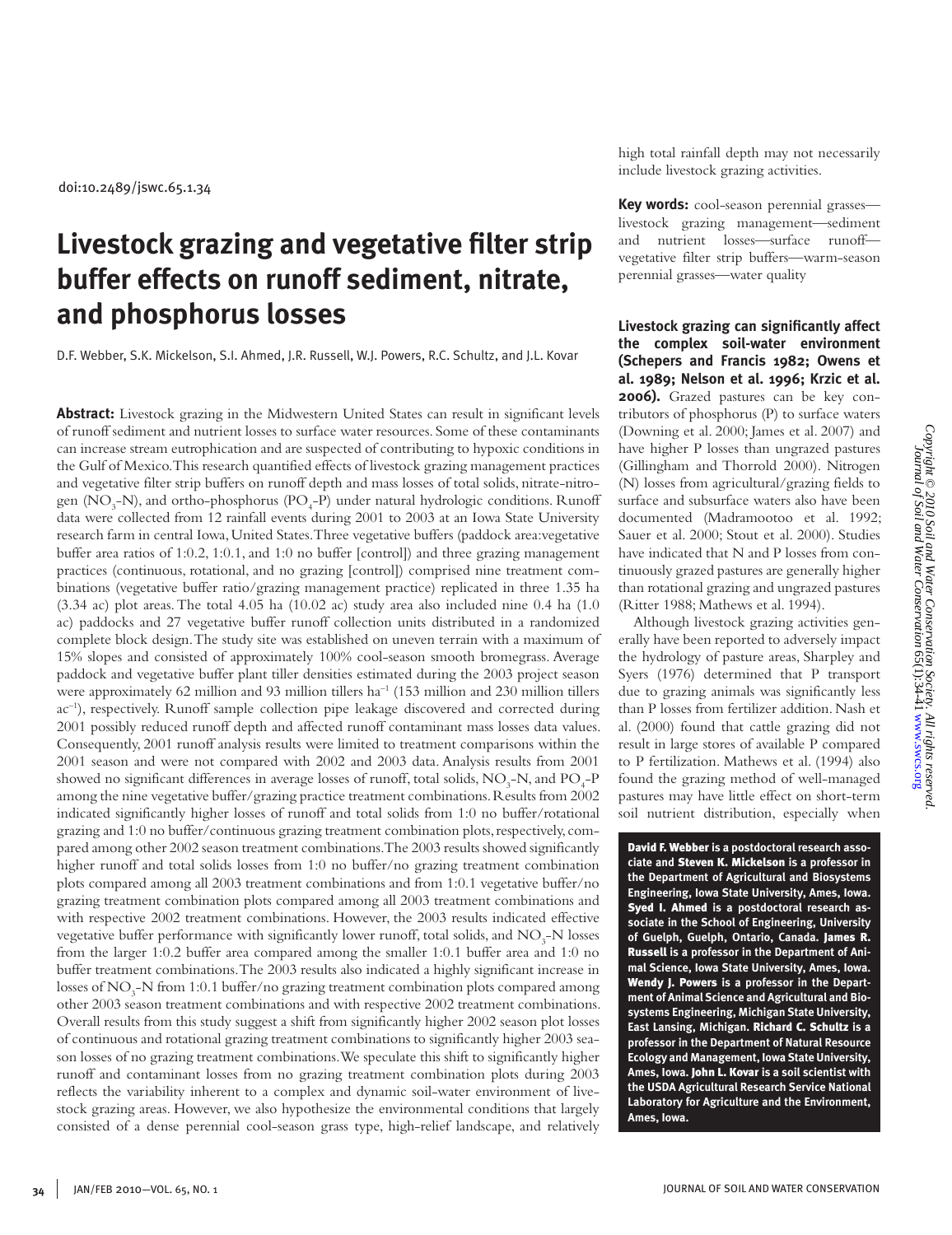doi:10.2489/jswc.65.1.34

# Livestock grazing and vegetative filter strip buffer effects on runoff sediment, nitrate, and phosphorus losses

D.F. Webber, S.K. Mickelson, S.I. Ahmed, J.R. Russell, W.J. Powers, R.C. Schultz, and J.L. Kovar

**Abstract:** Livestock grazing in the Midwestern United States can result in significant levels of runoff sediment and nutrient losses to surface water resources. Some of these contaminants can increase stream eutrophication and are suspected of contributing to hypoxic conditions in the Gulf of Mexico. This research quantified effects of livestock grazing management practices and vegetative filter strip buffers on runoff depth and mass losses of total solids, nitrate-nitrogen ($NO_3$-N), and ortho-phosphorus ($PO_4$-P) under natural hydrologic conditions. Runoff data were collected from 12 rainfall events during 2001 to 2003 at an Iowa State University research farm in central Iowa, United States. Three vegetative buffers (paddock area:vegetative buffer area ratios of 1:0.2, 1:0.1, and 1:0 no buffer [control]) and three grazing management practices (continuous, rotational, and no grazing [control]) comprised nine treatment combinations (vegetative buffer ratio/grazing management practice) replicated in three 1.35 ha (3.34 ac) plot areas. The total 4.05 ha (10.02 ac) study area also included nine 0.4 ha (1.0 ac) paddocks and 27 vegetative buffer runoff collection units distributed in a randomized complete block design. The study site was established on uneven terrain with a maximum of 15% slopes and consisted of approximately 100% cool-season smooth bromegrass. Average paddock and vegetative buffer plant tiller densities estimated during the 2003 project season were approximately 62 million and 93 million tillers $ha^{-1}$ (153 million and 230 million tillers $ac^{-1}$), respectively. Runoff sample collection pipe leakage discovered and corrected during 2001 possibly reduced runoff depth and affected runoff contaminant mass losses data values. Consequently, 2001 runoff analysis results were limited to treatment comparisons within the 2001 season and were not compared with 2002 and 2003 data. Analysis results from 2001 showed no significant differences in average losses of runoff, total solids, $NO_3$-N, and $PO_4$-P among the nine vegetative buffer/grazing practice treatment combinations. Results from 2002 indicated significantly higher losses of runoff and total solids from 1:0 no buffer/rotational grazing and 1:0 no buffer/continuous grazing treatment combination plots, respectively, compared among other 2002 season treatment combinations. The 2003 results showed significantly higher runoff and total solids losses from 1:0 no buffer/no grazing treatment combination plots compared among all 2003 treatment combinations and from 1:0.1 vegetative buffer/no grazing treatment combination plots compared among all 2003 treatment combinations and with respective 2002 treatment combinations. However, the 2003 results indicated effective vegetative buffer performance with significantly lower runoff, total solids, and $NO_3$-N losses from the larger 1:0.2 buffer area compared among the smaller 1:0.1 buffer area and 1:0 no buffer treatment combinations. The 2003 results also indicated a highly significant increase in losses of $NO_3$-N from 1:0.1 buffer/no grazing treatment combination plots compared among other 2003 season treatment combinations and with respective 2002 treatment combinations. Overall results from this study suggest a shift from significantly higher 2002 season plot losses of continuous and rotational grazing treatment combinations to significantly higher 2003 season losses of no grazing treatment combinations. We speculate this shift to significantly higher runoff and contaminant losses from no grazing treatment combination plots during 2003 reflects the variability inherent to a complex and dynamic soil-water environment of livestock grazing areas. However, we also hypothesize the environmental conditions that largely consisted of a dense perennial cool-season grass type, high-relief landscape, and relatively high total rainfall depth may not necessarily include livestock grazing activities.

**Key words:** cool-season perennial grasses—livestock grazing management—sediment and nutrient losses—surface runoff—vegetative filter strip buffers—warm-season perennial grasses—water quality

**Livestock grazing can significantly affect the complex soil-water environment (Schepers and Francis 1982; Owens et al. 1989; Nelson et al. 1996; Krzic et al. 2006).** Grazed pastures can be key contributors of phosphorus (P) to surface waters (Downing et al. 2000; James et al. 2007) and have higher P losses than ungrazed pastures (Gillingham and Thorrold 2000). Nitrogen (N) losses from agricultural/grazing fields to surface and subsurface waters also have been documented (Madramootoo et al. 1992; Sauer et al. 2000; Stout et al. 2000). Studies have indicated that N and P losses from continuously grazed pastures are generally higher than rotational grazing and ungrazed pastures (Ritter 1988; Mathews et al. 1994).

Although livestock grazing activities generally have been reported to adversely impact the hydrology of pasture areas, Sharpley and Syers (1976) determined that P transport due to grazing animals was significantly less than P losses from fertilizer addition. Nash et al. (2000) found that cattle grazing did not result in large stores of available P compared to P fertilization. Mathews et al. (1994) also found the grazing method of well-managed pastures may have little effect on short-term soil nutrient distribution, especially when

**David F. Webber** is a postdoctoral research associate and **Steven K. Mickelson** is a professor in the Department of Agricultural and Biosystems Engineering, Iowa State University, Ames, Iowa. **Syed I. Ahmed** is a postdoctoral research associate in the School of Engineering, University of Guelph, Guelph, Ontario, Canada. **James R. Russell** is a professor in the Department of Animal Science, Iowa State University, Ames, Iowa. **Wendy J. Powers** is a professor in the Department of Animal Science and Agricultural and Biosystems Engineering, Michigan State University, East Lansing, Michigan. **Richard C. Schultz** is a professor in the Department of Natural Resource Ecology and Management, Iowa State University, Ames, Iowa. **John L. Kovar** is a soil scientist with the USDA Agricultural Research Service National Laboratory for Agriculture and the Environment, Ames, Iowa.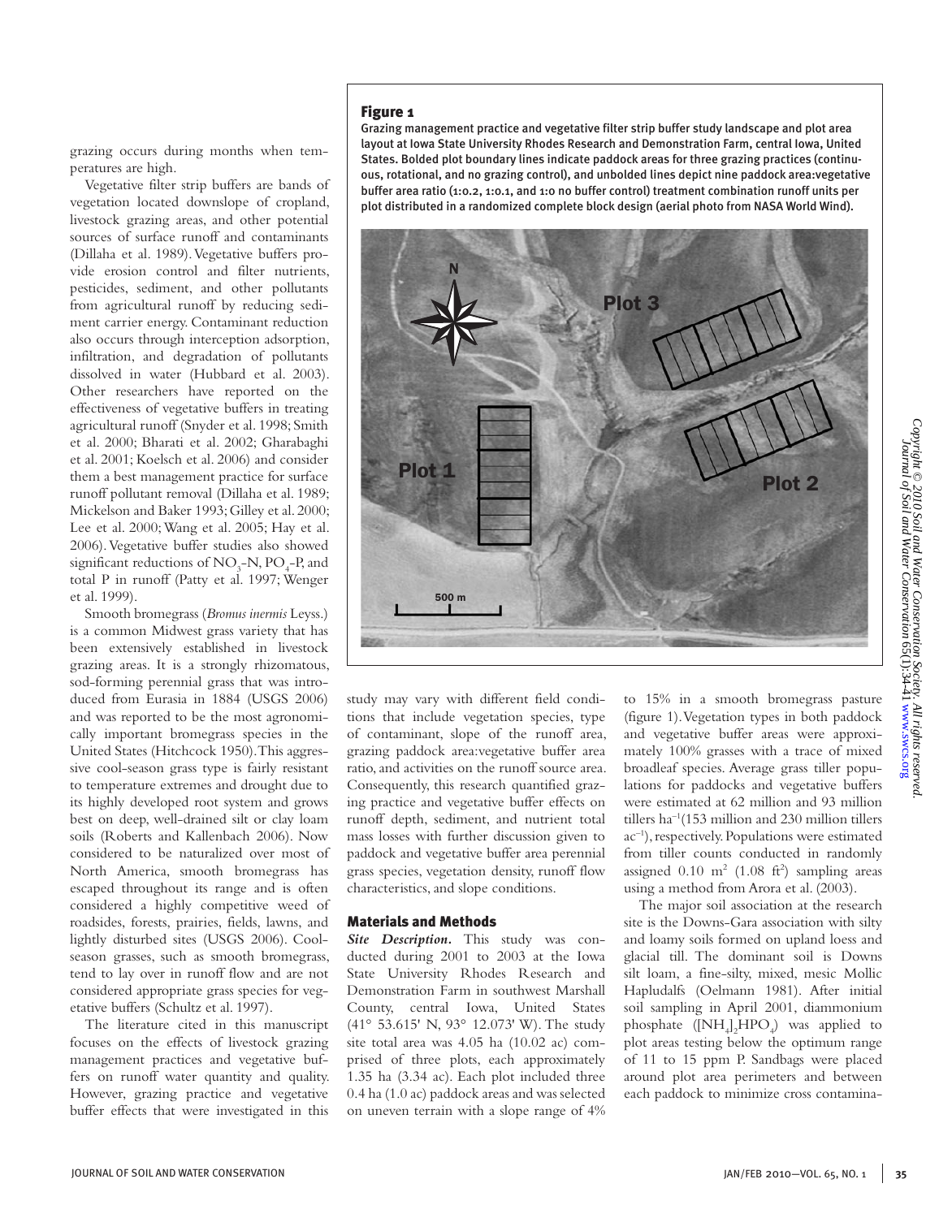grazing occurs during months when temperatures are high.

Vegetative filter strip buffers are bands of vegetation located downslope of cropland, livestock grazing areas, and other potential sources of surface runoff and contaminants (Dillaha et al. 1989). Vegetative buffers provide erosion control and filter nutrients, pesticides, sediment, and other pollutants from agricultural runoff by reducing sediment carrier energy. Contaminant reduction also occurs through interception adsorption, infiltration, and degradation of pollutants dissolved in water (Hubbard et al. 2003). Other researchers have reported on the effectiveness of vegetative buffers in treating agricultural runoff (Snyder et al. 1998; Smith et al. 2000; Bharati et al. 2002; Gharabaghi et al. 2001; Koelsch et al. 2006) and consider them a best management practice for surface runoff pollutant removal (Dillaha et al. 1989; Mickelson and Baker 1993; Gilley et al. 2000; Lee et al. 2000; Wang et al. 2005; Hay et al. 2006). Vegetative buffer studies also showed significant reductions of $NO_3$-N, $PO_4$-P, and total P in runoff (Patty et al. 1997; Wenger et al. 1999).

Smooth bromegrass (*Bromus inermis* Leyss.) is a common Midwest grass variety that has been extensively established in livestock grazing areas. It is a strongly rhizomatous, sod-forming perennial grass that was introduced from Eurasia in 1884 (USGS 2006) and was reported to be the most agronomically important bromegrass species in the United States (Hitchcock 1950). This aggressive cool-season grass type is fairly resistant to temperature extremes and drought due to its highly developed root system and grows best on deep, well-drained silt or clay loam soils (Roberts and Kallenbach 2006). Now considered to be naturalized over most of North America, smooth bromegrass has escaped throughout its range and is often considered a highly competitive weed of roadsides, forests, prairies, fields, lawns, and lightly disturbed sites (USGS 2006). Cool-season grasses, such as smooth bromegrass, tend to lay over in runoff flow and are not considered appropriate grass species for vegetative buffers (Schultz et al. 1997).

The literature cited in this manuscript focuses on the effects of livestock grazing management practices and vegetative buffers on runoff water quantity and quality. However, grazing practice and vegetative buffer effects that were investigated in this study may vary with different field conditions that include vegetation species, type of contaminant, slope of the runoff area, grazing paddock area:vegetative buffer area ratio, and activities on the runoff source area. Consequently, this research quantified grazing practice and vegetative buffer effects on runoff depth, sediment, and nutrient total mass losses with further discussion given to paddock and vegetative buffer area perennial grass species, vegetation density, runoff flow characteristics, and slope conditions.

**Figure 1**
Grazing management practice and vegetative filter strip buffer study landscape and plot area layout at Iowa State University Rhodes Research and Demonstration Farm, central Iowa, United States. Bolded plot boundary lines indicate paddock areas for three grazing practices (continuous, rotational, and no grazing control), and unbolded lines depict nine paddock area:vegetative buffer area ratio (1:0.2, 1:0.1, and 1:0 no buffer control) treatment combination runoff units per plot distributed in a randomized complete block design (aerial photo from NASA World Wind).

## Materials and Methods

***Site Description.*** This study was conducted during 2001 to 2003 at the Iowa State University Rhodes Research and Demonstration Farm in southwest Marshall County, central Iowa, United States (41° 53.615' N, 93° 12.073' W). The study site total area was 4.05 ha (10.02 ac) comprised of three plots, each approximately 1.35 ha (3.34 ac). Each plot included three 0.4 ha (1.0 ac) paddock areas and was selected on uneven terrain with a slope range of 4% to 15% in a smooth bromegrass pasture (figure 1). Vegetation types in both paddock and vegetative buffer areas were approximately 100% grasses with a trace of mixed broadleaf species. Average grass tiller populations for paddocks and vegetative buffers were estimated at 62 million and 93 million tillers $ha^{-1}$ (153 million and 230 million tillers $ac^{-1}$), respectively. Populations were estimated from tiller counts conducted in randomly assigned 0.10 $m^2$ (1.08 $ft^2$) sampling areas using a method from Arora et al. (2003).

The major soil association at the research site is the Downs-Gara association with silty and loamy soils formed on upland loess and glacial till. The dominant soil is Downs silt loam, a fine-silty, mixed, mesic Mollic Hapludalfs (Oelmann 1981). After initial soil sampling in April 2001, diammonium phosphate ($[NH_4]_2HPO_4$) was applied to plot areas testing below the optimum range of 11 to 15 ppm P. Sandbags were placed around plot area perimeters and between each paddock to minimize cross contamina-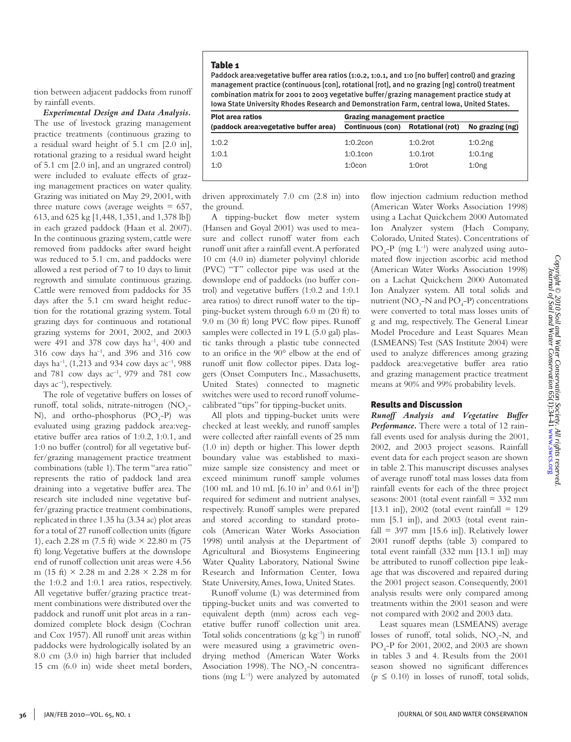tion between adjacent paddocks from runoff by rainfall events.

***Experimental Design and Data Analysis.*** The use of livestock grazing management practice treatments (continuous grazing to a residual sward height of 5.1 cm [2.0 in], rotational grazing to a residual sward height of 5.1 cm [2.0 in], and an ungrazed control) were included to evaluate effects of grazing management practices on water quality. Grazing was initiated on May 29, 2001, with three mature cows (average weights = 657, 613, and 625 kg [1,448, 1,351, and 1,378 lb]) in each grazed paddock (Haan et al. 2007). In the continuous grazing system, cattle were removed from paddocks after sward height was reduced to 5.1 cm, and paddocks were allowed a rest period of 7 to 10 days to limit regrowth and simulate continuous grazing. Cattle were removed from paddocks for 35 days after the 5.1 cm sward height reduction for the rotational grazing system. Total grazing days for continuous and rotational grazing systems for 2001, 2002, and 2003 were 491 and 378 cow days ha$^{-1}$, 400 and 316 cow days ha$^{-1}$, and 396 and 316 cow days ha$^{-1}$, (1,213 and 934 cow days ac$^{-1}$, 988 and 781 cow days ac$^{-1}$, 979 and 781 cow days ac$^{-1}$), respectively.

The role of vegetative buffers on losses of runoff, total solids, nitrate-nitrogen ($NO_3$-N), and ortho-phosphorus ($PO_4$-P) was evaluated using grazing paddock area:vegetative buffer area ratios of 1:0.2, 1:0.1, and 1:0 no buffer (control) for all vegetative buffer/grazing management practice treatment combinations (table 1). The term "area ratio" represents the ratio of paddock land area draining into a vegetative buffer area. The research site included nine vegetative buffer/grazing practice treatment combinations, replicated in three 1.35 ha (3.34 ac) plot areas for a total of 27 runoff collection units (figure 1), each 2.28 m (7.5 ft) wide × 22.80 m (75 ft) long. Vegetative buffers at the downslope end of runoff collection unit areas were 4.56 m (15 ft) × 2.28 m and 2.28 × 2.28 m for the 1:0.2 and 1:0.1 area ratios, respectively. All vegetative buffer/grazing practice treatment combinations were distributed over the paddock and runoff unit plot areas in a randomized complete block design (Cochran and Cox 1957). All runoff unit areas within paddocks were hydrologically isolated by an 8.0 cm (3.0 in) high barrier that included 15 cm (6.0 in) wide sheet metal borders, driven approximately 7.0 cm (2.8 in) into the ground.

**Table 1**

Paddock area:vegetative buffer area ratios (1:0.2, 1:0.1, and 1:0 [no buffer] control) and grazing management practice (continuous [con], rotational [rot], and no grazing [ng] control) treatment combination matrix for 2001 to 2003 vegetative buffer/grazing management practice study at Iowa State University Rhodes Research and Demonstration Farm, central Iowa, United States.

| Plot area ratios | Grazing management practice | | |
|---|---|---|---|
| (paddock area:vegetative buffer area) | Continuous (con) | Rotational (rot) | No grazing (ng) |
| 1:0.2 | 1:0.2con | 1:0.2rot | 1:0.2ng |
| 1:0.1 | 1:0.1con | 1:0.1rot | 1:0.1ng |
| 1:0 | 1:0con | 1:0rot | 1:0ng |

A tipping-bucket flow meter system (Hansen and Goyal 2001) was used to measure and collect runoff water from each runoff unit after a rainfall event. A perforated 10 cm (4.0 in) diameter polyvinyl chloride (PVC) "T" collector pipe was used at the downslope end of paddocks (no buffer control) and vegetative buffers (1:0.2 and 1:0.1 area ratios) to direct runoff water to the tipping-bucket system through 6.0 m (20 ft) to 9.0 m (30 ft) long PVC flow pipes. Runoff samples were collected in 19 L (5.0 gal) plastic tanks through a plastic tube connected to an orifice in the 90° elbow at the end of runoff unit flow collector pipes. Data loggers (Onset Computers Inc., Massachusetts, United States) connected to magnetic switches were used to record runoff volume-calibrated "tips" for tipping-bucket units.

All plots and tipping-bucket units were checked at least weekly, and runoff samples were collected after rainfall events of 25 mm (1.0 in) depth or higher. This lower depth boundary value was established to maximize sample size consistency and meet or exceed minimum runoff sample volumes (100 mL and 10 mL [6.10 in$^3$ and 0.61 in$^3$]) required for sediment and nutrient analyses, respectively. Runoff samples were prepared and stored according to standard protocols (American Water Works Association 1998) until analysis at the Department of Agricultural and Biosystems Engineering Water Quality Laboratory, National Swine Research and Information Center, Iowa State University, Ames, Iowa, United States.

Runoff volume (L) was determined from tipping-bucket units and was converted to equivalent depth (mm) across each vegetative buffer runoff collection unit area. Total solids concentrations (g kg$^{-1}$) in runoff were measured using a gravimetric oven-drying method (American Water Works Association 1998). The $NO_3$-N concentrations (mg L$^{-1}$) were analyzed by automated flow injection cadmium reduction method (American Water Works Association 1998) using a Lachat Quickchem 2000 Automated Ion Analyzer system (Hach Company, Colorado, United States). Concentrations of $PO_4$-P (mg L$^{-1}$) were analyzed using automated flow injection ascorbic acid method (American Water Works Association 1998) on a Lachat Quickchem 2000 Automated Ion Analyzer system. All total solids and nutrient ($NO_3$-N and $PO_4$-P) concentrations were converted to total mass losses units of g and mg, respectively. The General Linear Model Procedure and Least Squares Mean (LSMEANS) Test (SAS Institute 2004) were used to analyze differences among grazing paddock area:vegetative buffer area ratio and grazing management practice treatment means at 90% and 99% probability levels.

## Results and Discussion

***Runoff Analysis and Vegetative Buffer Performance.*** There were a total of 12 rainfall events used for analysis during the 2001, 2002, and 2003 project seasons. Rainfall event data for each project season are shown in table 2. This manuscript discusses analyses of average runoff total mass losses data from rainfall events for each of the three project seasons: 2001 (total event rainfall = 332 mm [13.1 in]), 2002 (total event rainfall = 129 mm [5.1 in]), and 2003 (total event rainfall = 397 mm [15.6 in]). Relatively lower 2001 runoff depths (table 3) compared to total event rainfall (332 mm [13.1 in]) may be attributed to runoff collection pipe leakage that was discovered and repaired during the 2001 project season. Consequently, 2001 analysis results were only compared among treatments within the 2001 season and were not compared with 2002 and 2003 data.

Least squares mean (LSMEANS) average losses of runoff, total solids, $NO_3$-N, and $PO_4$-P for 2001, 2002, and 2003 are shown in tables 3 and 4. Results from the 2001 season showed no significant differences ($p \leq 0.10$) in losses of runoff, total solids,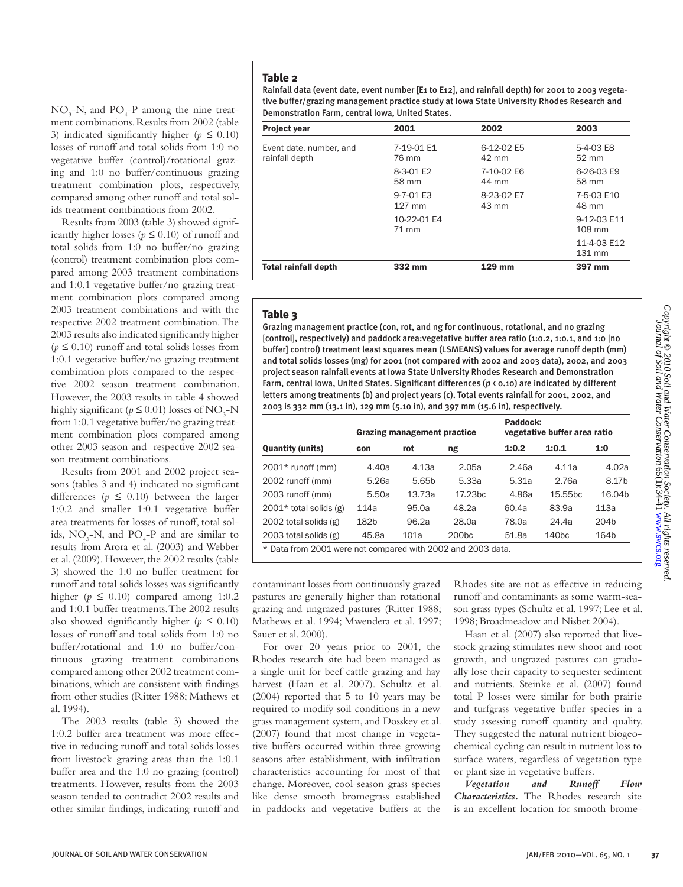$NO_3$-N, and $PO_4$-P among the nine treatment combinations. Results from 2002 (table 3) indicated significantly higher ($p \leq 0.10$) losses of runoff and total solids from 1:0 no vegetative buffer (control)/rotational grazing and 1:0 no buffer/continuous grazing treatment combination plots, respectively, compared among other runoff and total solids treatment combinations from 2002.

Results from 2003 (table 3) showed significantly higher losses ($p \leq 0.10$) of runoff and total solids from 1:0 no buffer/no grazing (control) treatment combination plots compared among 2003 treatment combinations and 1:0.1 vegetative buffer/no grazing treatment combination plots compared among 2003 treatment combinations and with the respective 2002 treatment combination. The 2003 results also indicated significantly higher ($p \leq 0.10$) runoff and total solids losses from 1:0.1 vegetative buffer/no grazing treatment combination plots compared to the respective 2002 season treatment combination. However, the 2003 results in table 4 showed highly significant ($p \leq 0.01$) losses of $NO_3$-N from 1:0.1 vegetative buffer/no grazing treatment combination plots compared among other 2003 season and respective 2002 season treatment combinations.

Results from 2001 and 2002 project seasons (tables 3 and 4) indicated no significant differences ($p \leq 0.10$) between the larger 1:0.2 and smaller 1:0.1 vegetative buffer area treatments for losses of runoff, total solids, $NO_3$-N, and $PO_4$-P and are similar to results from Arora et al. (2003) and Webber et al. (2009). However, the 2002 results (table 3) showed the 1:0 no buffer treatment for runoff and total solids losses was significantly higher ($p \leq 0.10$) compared among 1:0.2 and 1:0.1 buffer treatments. The 2002 results also showed significantly higher ($p \leq 0.10$) losses of runoff and total solids from 1:0 no buffer/rotational and 1:0 no buffer/continuous grazing treatment combinations compared among other 2002 treatment combinations, which are consistent with findings from other studies (Ritter 1988; Mathews et al. 1994).

The 2003 results (table 3) showed the 1:0.2 buffer area treatment was more effective in reducing runoff and total solids losses from livestock grazing areas than the 1:0.1 buffer area and the 1:0 no grazing (control) treatments. However, results from the 2003 season tended to contradict 2002 results and other similar findings, indicating runoff and contaminant losses from continuously grazed pastures are generally higher than rotational grazing and ungrazed pastures (Ritter 1988; Mathews et al. 1994; Mwendera et al. 1997; Sauer et al. 2000).

For over 20 years prior to 2001, the Rhodes research site had been managed as a single unit for beef cattle grazing and hay harvest (Haan et al. 2007). Schultz et al. (2004) reported that 5 to 10 years may be required to modify soil conditions in a new grass management system, and Dosskey et al. (2007) found that most change in vegetative buffers occurred within three growing seasons after establishment, with infiltration characteristics accounting for most of that change. Moreover, cool-season grass species like dense smooth bromegrass established in paddocks and vegetative buffers at the Rhodes site are not as effective in reducing runoff and contaminants as some warm-season grass types (Schultz et al. 1997; Lee et al. 1998; Broadmeadow and Nisbet 2004).

Haan et al. (2007) also reported that livestock grazing stimulates new shoot and root growth, and ungrazed pastures can gradually lose their capacity to sequester sediment and nutrients. Steinke et al. (2007) found total P losses were similar for both prairie and turfgrass vegetative buffer species in a study assessing runoff quantity and quality. They suggested the natural nutrient biogeochemical cycling can result in nutrient loss to surface waters, regardless of vegetation type or plant size in vegetative buffers.

***Vegetation and Runoff Flow Characteristics.*** The Rhodes research site is an excellent location for smooth brome-

**Table 2**

Rainfall data (event date, event number [E1 to E12], and rainfall depth) for 2001 to 2003 vegetative buffer/grazing management practice study at Iowa State University Rhodes Research and Demonstration Farm, central Iowa, United States.

| Project year | 2001 | 2002 | 2003 |
|---|---|---|---|
| Event date, number, and rainfall depth | 7-19-01 E1 76 mm | 6-12-02 E5 42 mm | 5-4-03 E8 52 mm |
| | 8-3-01 E2 58 mm | 7-10-02 E6 44 mm | 6-26-03 E9 58 mm |
| | 9-7-01 E3 127 mm | 8-23-02 E7 43 mm | 7-5-03 E10 48 mm |
| | 10-22-01 E4 71 mm | | 9-12-03 E11 108 mm |
| | | | 11-4-03 E12 131 mm |
| **Total rainfall depth** | **332 mm** | **129 mm** | **397 mm** |

**Table 3**

Grazing management practice (con, rot, and ng for continuous, rotational, and no grazing [control], respectively) and paddock area:vegetative buffer area ratio (1:0.2, 1:0.1, and 1:0 [no buffer] control) treatment least squares mean (LSMEANS) values for average runoff depth (mm) and total solids losses (mg) for 2001 (not compared with 2002 and 2003 data), 2002, and 2003 project season rainfall events at Iowa State University Rhodes Research and Demonstration Farm, central Iowa, United States. Significant differences ($p < 0.10$) are indicated by different letters among treatments (b) and project years (c). Total events rainfall for 2001, 2002, and 2003 is 332 mm (13.1 in), 129 mm (5.10 in), and 397 mm (15.6 in), respectively.

| | Grazing management practice | | | Paddock: vegetative buffer area ratio | | |
|---|---|---|---|---|---|---|
| **Quantity (units)** | **con** | **rot** | **ng** | **1:0.2** | **1:0.1** | **1:0** |
| 2001* runoff (mm) | 4.40a | 4.13a | 2.05a | 2.46a | 4.11a | 4.02a |
| 2002 runoff (mm) | 5.26a | 5.65b | 5.33a | 5.31a | 2.76a | 8.17b |
| 2003 runoff (mm) | 5.50a | 13.73a | 17.23bc | 4.86a | 15.55bc | 16.04b |
| 2001* total solids (g) | 114a | 95.0a | 48.2a | 60.4a | 83.9a | 113a |
| 2002 total solids (g) | 182b | 96.2a | 28.0a | 78.0a | 24.4a | 204b |
| 2003 total solids (g) | 45.8a | 101a | 200bc | 51.8a | 140bc | 164b |

\* Data from 2001 were not compared with 2002 and 2003 data.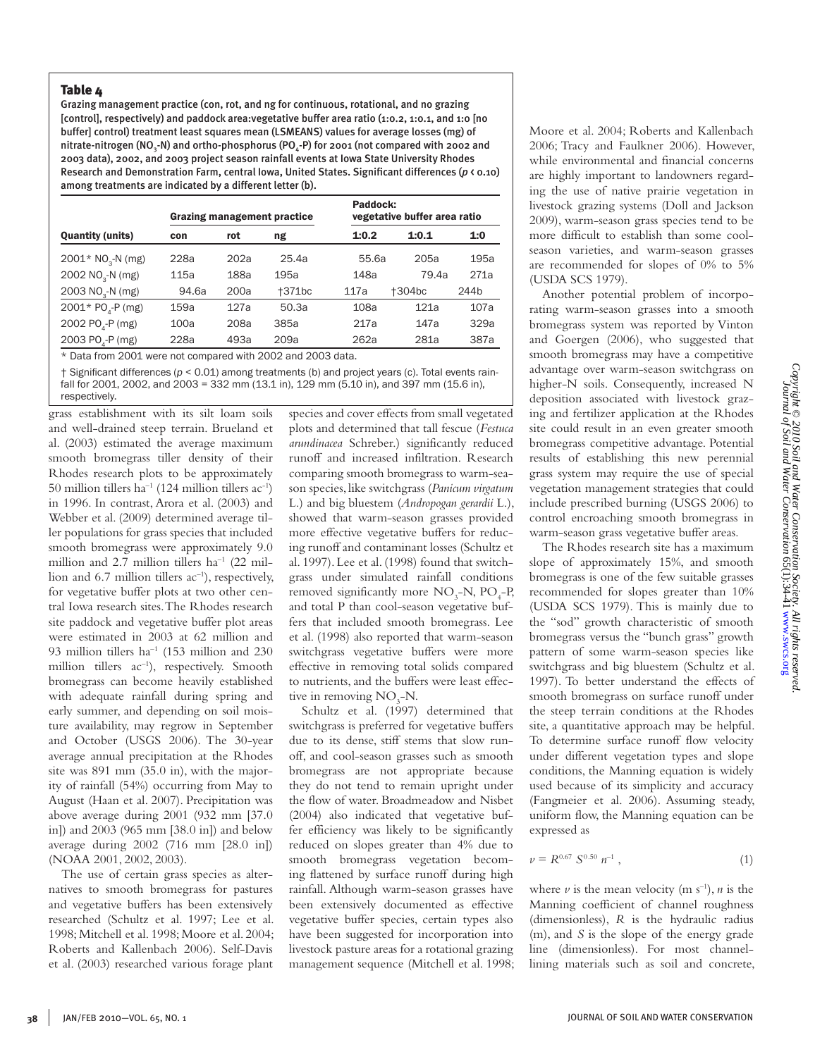### Table 4

Grazing management practice (con, rot, and ng for continuous, rotational, and no grazing [control], respectively) and paddock area:vegetative buffer area ratio (1:0.2, 1:0.1, and 1:0 [no buffer] control) treatment least squares mean (LSMEANS) values for average losses (mg) of nitrate-nitrogen ($NO_3$-N) and ortho-phosphorus ($PO_4$-P) for 2001 (not compared with 2002 and 2003 data), 2002, and 2003 project season rainfall events at Iowa State University Rhodes Research and Demonstration Farm, central Iowa, United States. Significant differences ($p < 0.10$) among treatments are indicated by a different letter (b).

| | Grazing management practice | | | Paddock: vegetative buffer area ratio | | |
|---|---|---|---|---|---|---|
| **Quantity (units)** | **con** | **rot** | **ng** | **1:0.2** | **1:0.1** | **1:0** |
| 2001* $NO_3$-N (mg) | 228a | 202a | 25.4a | 55.6a | 205a | 195a |
| 2002 $NO_3$-N (mg) | 115a | 188a | 195a | 148a | 79.4a | 271a |
| 2003 $NO_3$-N (mg) | 94.6a | 200a | †371bc | 117a | †304bc | 244b |
| 2001* $PO_4$-P (mg) | 159a | 127a | 50.3a | 108a | 121a | 107a |
| 2002 $PO_4$-P (mg) | 100a | 208a | 385a | 217a | 147a | 329a |
| 2003 $PO_4$-P (mg) | 228a | 493a | 209a | 262a | 281a | 387a |

\* Data from 2001 were not compared with 2002 and 2003 data.

† Significant differences ($p < 0.01$) among treatments (b) and project years (c). Total events rainfall for 2001, 2002, and 2003 = 332 mm (13.1 in), 129 mm (5.10 in), and 397 mm (15.6 in), respectively.

grass establishment with its silt loam soils and well-drained steep terrain. Brueland et al. (2003) estimated the average maximum smooth bromegrass tiller density of their Rhodes research plots to be approximately 50 million tillers $ha^{-1}$ (124 million tillers $ac^{-1}$) in 1996. In contrast, Arora et al. (2003) and Webber et al. (2009) determined average tiller populations for grass species that included smooth bromegrass were approximately 9.0 million and 2.7 million tillers $ha^{-1}$ (22 million and 6.7 million tillers $ac^{-1}$), respectively, for vegetative buffer plots at two other central Iowa research sites. The Rhodes research site paddock and vegetative buffer plot areas were estimated in 2003 at 62 million and 93 million tillers $ha^{-1}$ (153 million and 230 million tillers $ac^{-1}$), respectively. Smooth bromegrass can become heavily established with adequate rainfall during spring and early summer, and depending on soil moisture availability, may regrow in September and October (USGS 2006). The 30-year average annual precipitation at the Rhodes site was 891 mm (35.0 in), with the majority of rainfall (54%) occurring from May to August (Haan et al. 2007). Precipitation was above average during 2001 (932 mm [37.0 in]) and 2003 (965 mm [38.0 in]) and below average during 2002 (716 mm [28.0 in]) (NOAA 2001, 2002, 2003).

The use of certain grass species as alternatives to smooth bromegrass for pastures and vegetative buffers has been extensively researched (Schultz et al. 1997; Lee et al. 1998; Mitchell et al. 1998; Moore et al. 2004; Roberts and Kallenbach 2006). Self-Davis et al. (2003) researched various forage plant species and cover effects from small vegetated plots and determined that tall fescue (*Festuca arundinacea* Schreber.) significantly reduced runoff and increased infiltration. Research comparing smooth bromegrass to warm-season species, like switchgrass (*Panicum virgatum* L.) and big bluestem (*Andropogan gerardii* L.), showed that warm-season grasses provided more effective vegetative buffers for reducing runoff and contaminant losses (Schultz et al. 1997). Lee et al. (1998) found that switchgrass under simulated rainfall conditions removed significantly more $NO_3$-N, $PO_4$-P, and total P than cool-season vegetative buffers that included smooth bromegrass. Lee et al. (1998) also reported that warm-season switchgrass vegetative buffers were more effective in removing total solids compared to nutrients, and the buffers were least effective in removing $NO_3$-N.

Schultz et al. (1997) determined that switchgrass is preferred for vegetative buffers due to its dense, stiff stems that slow runoff, and cool-season grasses such as smooth bromegrass are not appropriate because they do not tend to remain upright under the flow of water. Broadmeadow and Nisbet (2004) also indicated that vegetative buffer efficiency was likely to be significantly reduced on slopes greater than 4% due to smooth bromegrass vegetation becoming flattened by surface runoff during high rainfall. Although warm-season grasses have been extensively documented as effective vegetative buffer species, certain types also have been suggested for incorporation into livestock pasture areas for a rotational grazing management sequence (Mitchell et al. 1998; Moore et al. 2004; Roberts and Kallenbach 2006; Tracy and Faulkner 2006). However, while environmental and financial concerns are highly important to landowners regarding the use of native prairie vegetation in livestock grazing systems (Doll and Jackson 2009), warm-season grass species tend to be more difficult to establish than some cool-season varieties, and warm-season grasses are recommended for slopes of 0% to 5% (USDA SCS 1979).

Another potential problem of incorporating warm-season grasses into a smooth bromegrass system was reported by Vinton and Goergen (2006), who suggested that smooth bromegrass may have a competitive advantage over warm-season switchgrass on higher-N soils. Consequently, increased N deposition associated with livestock grazing and fertilizer application at the Rhodes site could result in an even greater smooth bromegrass competitive advantage. Potential results of establishing this new perennial grass system may require the use of special vegetation management strategies that could include prescribed burning (USGS 2006) to control encroaching smooth bromegrass in warm-season grass vegetative buffer areas.

The Rhodes research site has a maximum slope of approximately 15%, and smooth bromegrass is one of the few suitable grasses recommended for slopes greater than 10% (USDA SCS 1979). This is mainly due to the "sod" growth characteristic of smooth bromegrass versus the "bunch grass" growth pattern of some warm-season species like switchgrass and big bluestem (Schultz et al. 1997). To better understand the effects of smooth bromegrass on surface runoff under the steep terrain conditions at the Rhodes site, a quantitative approach may be helpful. To determine surface runoff flow velocity under different vegetation types and slope conditions, the Manning equation is widely used because of its simplicity and accuracy (Fangmeier et al. 2006). Assuming steady, uniform flow, the Manning equation can be expressed as

$$v = R^{0.67}\ S^{0.50}\ n^{-1}\ , \tag{1}$$

where $v$ is the mean velocity (m $s^{-1}$), $n$ is the Manning coefficient of channel roughness (dimensionless), $R$ is the hydraulic radius (m), and $S$ is the slope of the energy grade line (dimensionless). For most channel-lining materials such as soil and concrete,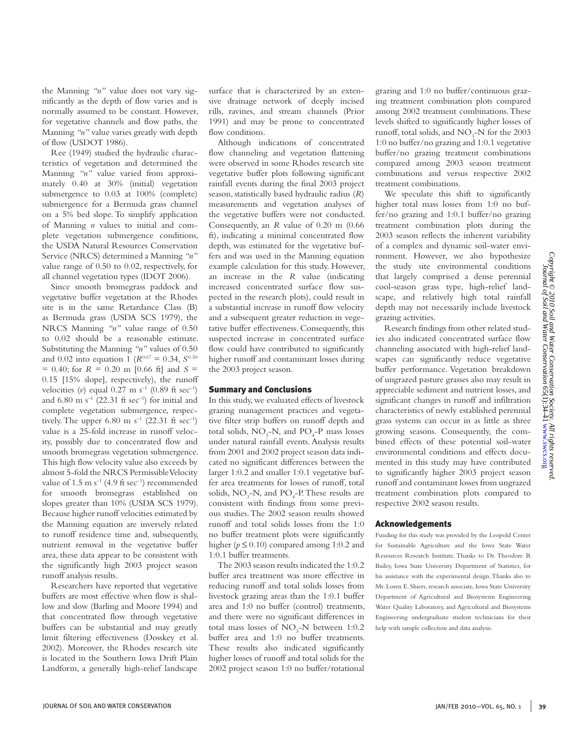the Manning *"n"* value does not vary significantly as the depth of flow varies and is normally assumed to be constant. However, for vegetative channels and flow paths, the Manning *"n"* value varies greatly with depth of flow (USDOT 1986).

Ree (1949) studied the hydraulic characteristics of vegetation and determined the Manning *"n"* value varied from approximately 0.40 at 30% (initial) vegetation submergence to 0.03 at 100% (complete) submergence for a Bermuda grass channel on a 5% bed slope. To simplify application of Manning *n* values to initial and complete vegetation submergence conditions, the USDA Natural Resources Conservation Service (NRCS) determined a Manning *"n"* value range of 0.50 to 0.02, respectively, for all channel vegetation types (IDOT 2006).

Since smooth bromegrass paddock and vegetative buffer vegetation at the Rhodes site is in the same Retardance Class (B) as Bermuda grass (USDA SCS 1979), the NRCS Manning *"n"* value range of 0.50 to 0.02 should be a reasonable estimate. Substituting the Manning *"n"* values of 0.50 and 0.02 into equation 1 ($R^{0.67} = 0.34$, $S^{0.50} = 0.40$; for $R = 0.20$ m [0.66 ft] and $S = 0.15$ [15% slope], respectively), the runoff velocities ($v$) equal 0.27 m $s^{-1}$ (0.89 ft $sec^{-1}$) and 6.80 m $s^{-1}$ (22.31 ft $sec^{-1}$) for initial and complete vegetation submergence, respectively. The upper 6.80 m $s^{-1}$ (22.31 ft $sec^{-1}$) value is a 25-fold increase in runoff velocity, possibly due to concentrated flow and smooth bromegrass vegetation submergence. This high flow velocity value also exceeds by almost 5-fold the NRCS Permissible Velocity value of 1.5 m $s^{-1}$ (4.9 ft $sec^{-1}$) recommended for smooth bromegrass established on slopes greater than 10% (USDA SCS 1979). Because higher runoff velocities estimated by the Manning equation are inversely related to runoff residence time and, subsequently, nutrient removal in the vegetative buffer area, these data appear to be consistent with the significantly high 2003 project season runoff analysis results.

Researchers have reported that vegetative buffers are most effective when flow is shallow and slow (Barling and Moore 1994) and that concentrated flow through vegetative buffers can be substantial and may greatly limit filtering effectiveness (Dosskey et al. 2002). Moreover, the Rhodes research site is located in the Southern Iowa Drift Plain Landform, a generally high-relief landscape surface that is characterized by an extensive drainage network of deeply incised rills, ravines, and stream channels (Prior 1991) and may be prone to concentrated flow conditions.

Although indications of concentrated flow channeling and vegetation flattening were observed in some Rhodes research site vegetative buffer plots following significant rainfall events during the final 2003 project season, statistically based hydraulic radius ($R$) measurements and vegetation analyses of the vegetative buffers were not conducted. Consequently, an $R$ value of 0.20 m (0.66 ft), indicating a minimal concentrated flow depth, was estimated for the vegetative buffers and was used in the Manning equation example calculation for this study. However, an increase in the $R$ value (indicating increased concentrated surface flow suspected in the research plots), could result in a substantial increase in runoff flow velocity and a subsequent greater reduction in vegetative buffer effectiveness. Consequently, this suspected increase in concentrated surface flow could have contributed to significantly higher runoff and contaminant losses during the 2003 project season.

## Summary and Conclusions

In this study, we evaluated effects of livestock grazing management practices and vegetative filter strip buffers on runoff depth and total solids, $NO_3$-N, and $PO_4$-P mass losses under natural rainfall events. Analysis results from 2001 and 2002 project season data indicated no significant differences between the larger 1:0.2 and smaller 1:0.1 vegetative buffer area treatments for losses of runoff, total solids, $NO_3$-N, and $PO_4$-P. These results are consistent with findings from some previous studies. The 2002 season results showed runoff and total solids losses from the 1:0 no buffer treatment plots were significantly higher ($p \leq 0.10$) compared among 1:0.2 and 1:0.1 buffer treatments.

The 2003 season results indicated the 1:0.2 buffer area treatment was more effective in reducing runoff and total solids losses from livestock grazing areas than the 1:0.1 buffer area and 1:0 no buffer (control) treatments, and there were no significant differences in total mass losses of $NO_3$-N between 1:0.2 buffer area and 1:0 no buffer treatments. These results also indicated significantly higher losses of runoff and total solids for the 2002 project season 1:0 no buffer/rotational grazing and 1:0 no buffer/continuous grazing treatment combination plots compared among 2002 treatment combinations. These levels shifted to significantly higher losses of runoff, total solids, and $NO_3$-N for the 2003 1:0 no buffer/no grazing and 1:0.1 vegetative buffer/no grazing treatment combinations compared among 2003 season treatment combinations and versus respective 2002 treatment combinations.

We speculate this shift to significantly higher total mass losses from 1:0 no buffer/no grazing and 1:0.1 buffer/no grazing treatment combination plots during the 2003 season reflects the inherent variability of a complex and dynamic soil-water environment. However, we also hypothesize the study site environmental conditions that largely comprised a dense perennial cool-season grass type, high-relief landscape, and relatively high total rainfall depth may not necessarily include livestock grazing activities.

Research findings from other related studies also indicated concentrated surface flow channeling associated with high-relief landscapes can significantly reduce vegetative buffer performance. Vegetation breakdown of ungrazed pasture grasses also may result in appreciable sediment and nutrient losses, and significant changes in runoff and infiltration characteristics of newly established perennial grass systems can occur in as little as three growing seasons. Consequently, the combined effects of these potential soil-water environmental conditions and effects documented in this study may have contributed to significantly higher 2003 project season runoff and contaminant losses from ungrazed treatment combination plots compared to respective 2002 season results.

## Acknowledgements

Funding for this study was provided by the Leopold Center for Sustainable Agriculture and the Iowa State Water Resources Research Institute. Thanks to Dr. Theodore B. Bailey, Iowa State University Department of Statistics, for his assistance with the experimental design. Thanks also to Mr. Loren E. Shiers, research associate, Iowa State University Department of Agricultural and Biosystems Engineering Water Quality Laboratory, and Agricultural and Biosystems Engineering undergraduate student technicians for their help with sample collection and data analysis.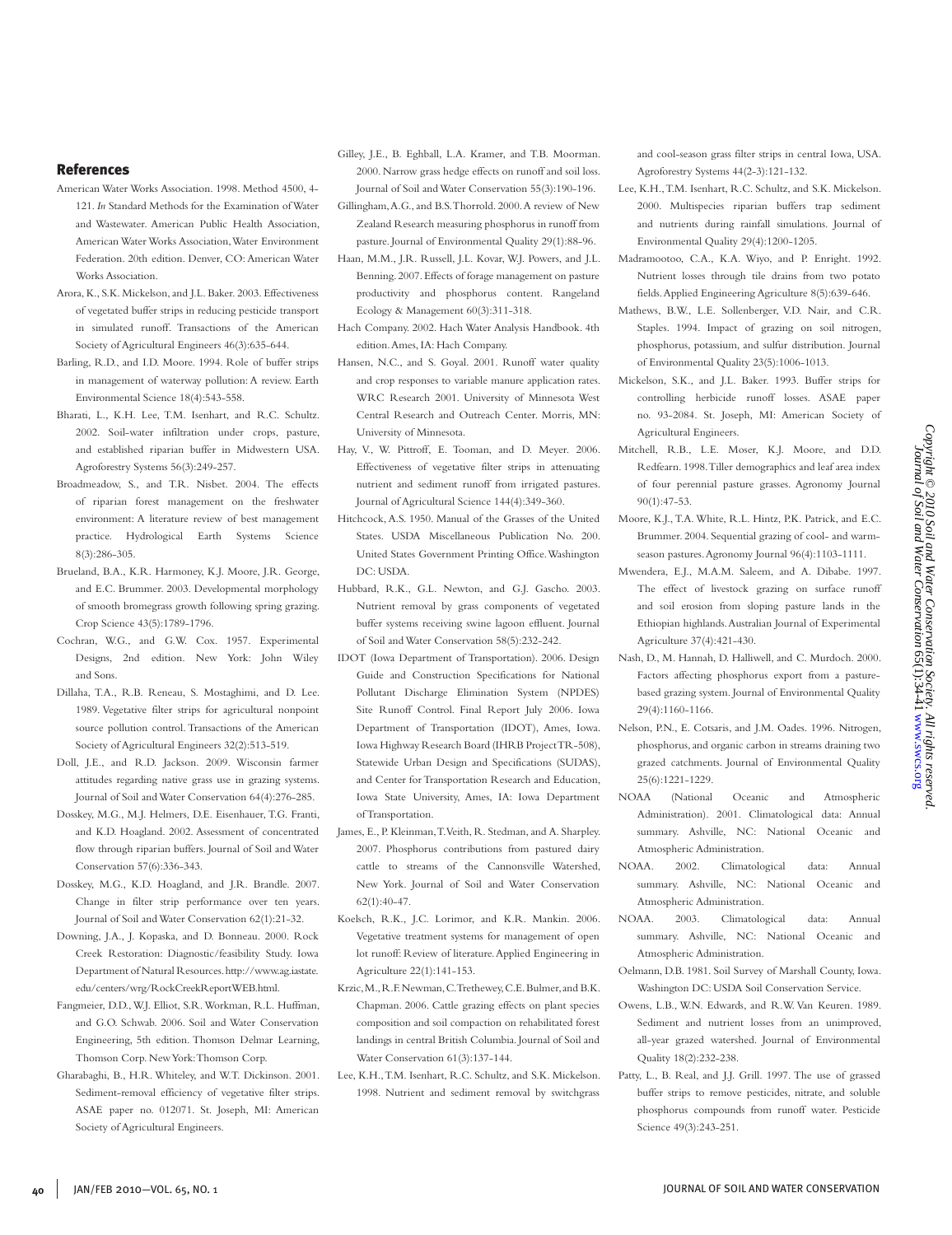## References

American Water Works Association. 1998. Method 4500, 4-121. *In* Standard Methods for the Examination of Water and Wastewater. American Public Health Association, American Water Works Association, Water Environment Federation. 20th edition. Denver, CO: American Water Works Association.

Arora, K., S.K. Mickelson, and J.L. Baker. 2003. Effectiveness of vegetated buffer strips in reducing pesticide transport in simulated runoff. Transactions of the American Society of Agricultural Engineers 46(3):635-644.

Barling, R.D., and I.D. Moore. 1994. Role of buffer strips in management of waterway pollution: A review. Earth Environmental Science 18(4):543-558.

Bharati, L., K.H. Lee, T.M. Isenhart, and R.C. Schultz. 2002. Soil-water infiltration under crops, pasture, and established riparian buffer in Midwestern USA. Agroforestry Systems 56(3):249-257.

Broadmeadow, S., and T.R. Nisbet. 2004. The effects of riparian forest management on the freshwater environment: A literature review of best management practice. Hydrological Earth Systems Science 8(3):286-305.

Brueland, B.A., K.R. Harmoney, K.J. Moore, J.R. George, and E.C. Brummer. 2003. Developmental morphology of smooth bromegrass growth following spring grazing. Crop Science 43(5):1789-1796.

Cochran, W.G., and G.W. Cox. 1957. Experimental Designs, 2nd edition. New York: John Wiley and Sons.

Dillaha, T.A., R.B. Reneau, S. Mostaghimi, and D. Lee. 1989. Vegetative filter strips for agricultural nonpoint source pollution control. Transactions of the American Society of Agricultural Engineers 32(2):513-519.

Doll, J.E., and R.D. Jackson. 2009. Wisconsin farmer attitudes regarding native grass use in grazing systems. Journal of Soil and Water Conservation 64(4):276-285.

Dosskey, M.G., M.J. Helmers, D.E. Eisenhauer, T.G. Franti, and K.D. Hoagland. 2002. Assessment of concentrated flow through riparian buffers. Journal of Soil and Water Conservation 57(6):336-343.

Dosskey, M.G., K.D. Hoagland, and J.R. Brandle. 2007. Change in filter strip performance over ten years. Journal of Soil and Water Conservation 62(1):21-32.

Downing, J.A., J. Kopaska, and D. Bonneau. 2000. Rock Creek Restoration: Diagnostic/feasibility Study. Iowa Department of Natural Resources. http://www.ag.iastate.edu/centers/wrg/RockCreekReportWEB.html.

Fangmeier, D.D., W.J. Elliot, S.R. Workman, R.L. Huffman, and G.O. Schwab. 2006. Soil and Water Conservation Engineering, 5th edition. Thomson Delmar Learning, Thomson Corp. New York: Thomson Corp.

Gharabaghi, B., H.R. Whiteley, and W.T. Dickinson. 2001. Sediment-removal efficiency of vegetative filter strips. ASAE paper no. 012071. St. Joseph, MI: American Society of Agricultural Engineers.

Gilley, J.E., B. Eghball, L.A. Kramer, and T.B. Moorman. 2000. Narrow grass hedge effects on runoff and soil loss. Journal of Soil and Water Conservation 55(3):190-196.

Gillingham, A.G., and B.S. Thorrold. 2000. A review of New Zealand Research measuring phosphorus in runoff from pasture. Journal of Environmental Quality 29(1):88-96.

Haan, M.M., J.R. Russell, J.L. Kovar, W.J. Powers, and J.L. Benning. 2007. Effects of forage management on pasture productivity and phosphorus content. Rangeland Ecology & Management 60(3):311-318.

Hach Company. 2002. Hach Water Analysis Handbook. 4th edition. Ames, IA: Hach Company.

Hansen, N.C., and S. Goyal. 2001. Runoff water quality and crop responses to variable manure application rates. WRC Research 2001. University of Minnesota West Central Research and Outreach Center. Morris, MN: University of Minnesota.

Hay, V., W. Pittroff, E. Tooman, and D. Meyer. 2006. Effectiveness of vegetative filter strips in attenuating nutrient and sediment runoff from irrigated pastures. Journal of Agricultural Science 144(4):349-360.

Hitchcock, A.S. 1950. Manual of the Grasses of the United States. USDA Miscellaneous Publication No. 200. United States Government Printing Office. Washington DC: USDA.

Hubbard, R.K., G.L. Newton, and G.J. Gascho. 2003. Nutrient removal by grass components of vegetated buffer systems receiving swine lagoon effluent. Journal of Soil and Water Conservation 58(5):232-242.

IDOT (Iowa Department of Transportation). 2006. Design Guide and Construction Specifications for National Pollutant Discharge Elimination System (NPDES) Site Runoff Control. Final Report July 2006. Iowa Department of Transportation (IDOT), Ames, Iowa. Iowa Highway Research Board (IHRB Project TR-508), Statewide Urban Design and Specifications (SUDAS), and Center for Transportation Research and Education, Iowa State University, Ames, IA: Iowa Department of Transportation.

James, E., P. Kleinman, T. Veith, R. Stedman, and A. Sharpley. 2007. Phosphorus contributions from pastured dairy cattle to streams of the Cannonsville Watershed, New York. Journal of Soil and Water Conservation 62(1):40-47.

Koelsch, R.K., J.C. Lorimor, and K.R. Mankin. 2006. Vegetative treatment systems for management of open lot runoff: Review of literature. Applied Engineering in Agriculture 22(1):141-153.

Krzic, M., R.F. Newman, C. Trethewey, C.E. Bulmer, and B.K. Chapman. 2006. Cattle grazing effects on plant species composition and soil compaction on rehabilitated forest landings in central British Columbia. Journal of Soil and Water Conservation 61(3):137-144.

Lee, K.H., T.M. Isenhart, R.C. Schultz, and S.K. Mickelson. 1998. Nutrient and sediment removal by switchgrass and cool-season grass filter strips in central Iowa, USA. Agroforestry Systems 44(2-3):121-132.

Lee, K.H., T.M. Isenhart, R.C. Schultz, and S.K. Mickelson. 2000. Multispecies riparian buffers trap sediment and nutrients during rainfall simulations. Journal of Environmental Quality 29(4):1200-1205.

Madramootoo, C.A., K.A. Wiyo, and P. Enright. 1992. Nutrient losses through tile drains from two potato fields. Applied Engineering Agriculture 8(5):639-646.

Mathews, B.W., L.E. Sollenberger, V.D. Nair, and C.R. Staples. 1994. Impact of grazing on soil nitrogen, phosphorus, potassium, and sulfur distribution. Journal of Environmental Quality 23(5):1006-1013.

Mickelson, S.K., and J.L. Baker. 1993. Buffer strips for controlling herbicide runoff losses. ASAE paper no. 93-2084. St. Joseph, MI: American Society of Agricultural Engineers.

Mitchell, R.B., L.E. Moser, K.J. Moore, and D.D. Redfearn. 1998. Tiller demographics and leaf area index of four perennial pasture grasses. Agronomy Journal 90(1):47-53.

Moore, K.J., T.A. White, R.L. Hintz, P.K. Patrick, and E.C. Brummer. 2004. Sequential grazing of cool- and warm-season pastures. Agronomy Journal 96(4):1103-1111.

Mwendera, E.J., M.A.M. Saleem, and A. Dibabe. 1997. The effect of livestock grazing on surface runoff and soil erosion from sloping pasture lands in the Ethiopian highlands. Australian Journal of Experimental Agriculture 37(4):421-430.

Nash, D., M. Hannah, D. Halliwell, and C. Murdoch. 2000. Factors affecting phosphorus export from a pasture-based grazing system. Journal of Environmental Quality 29(4):1160-1166.

Nelson, P.N., E. Cotsaris, and J.M. Oades. 1996. Nitrogen, phosphorus, and organic carbon in streams draining two grazed catchments. Journal of Environmental Quality 25(6):1221-1229.

NOAA (National Oceanic and Atmospheric Administration). 2001. Climatological data: Annual summary. Ashville, NC: National Oceanic and Atmospheric Administration.

NOAA. 2002. Climatological data: Annual summary. Ashville, NC: National Oceanic and Atmospheric Administration.

NOAA. 2003. Climatological data: Annual summary. Ashville, NC: National Oceanic and Atmospheric Administration.

Oelmann, D.B. 1981. Soil Survey of Marshall County, Iowa. Washington DC: USDA Soil Conservation Service.

Owens, L.B., W.N. Edwards, and R.W. Van Keuren. 1989. Sediment and nutrient losses from an unimproved, all-year grazed watershed. Journal of Environmental Quality 18(2):232-238.

Patty, L., B. Real, and J.J. Grill. 1997. The use of grassed buffer strips to remove pesticides, nitrate, and soluble phosphorus compounds from runoff water. Pesticide Science 49(3):243-251.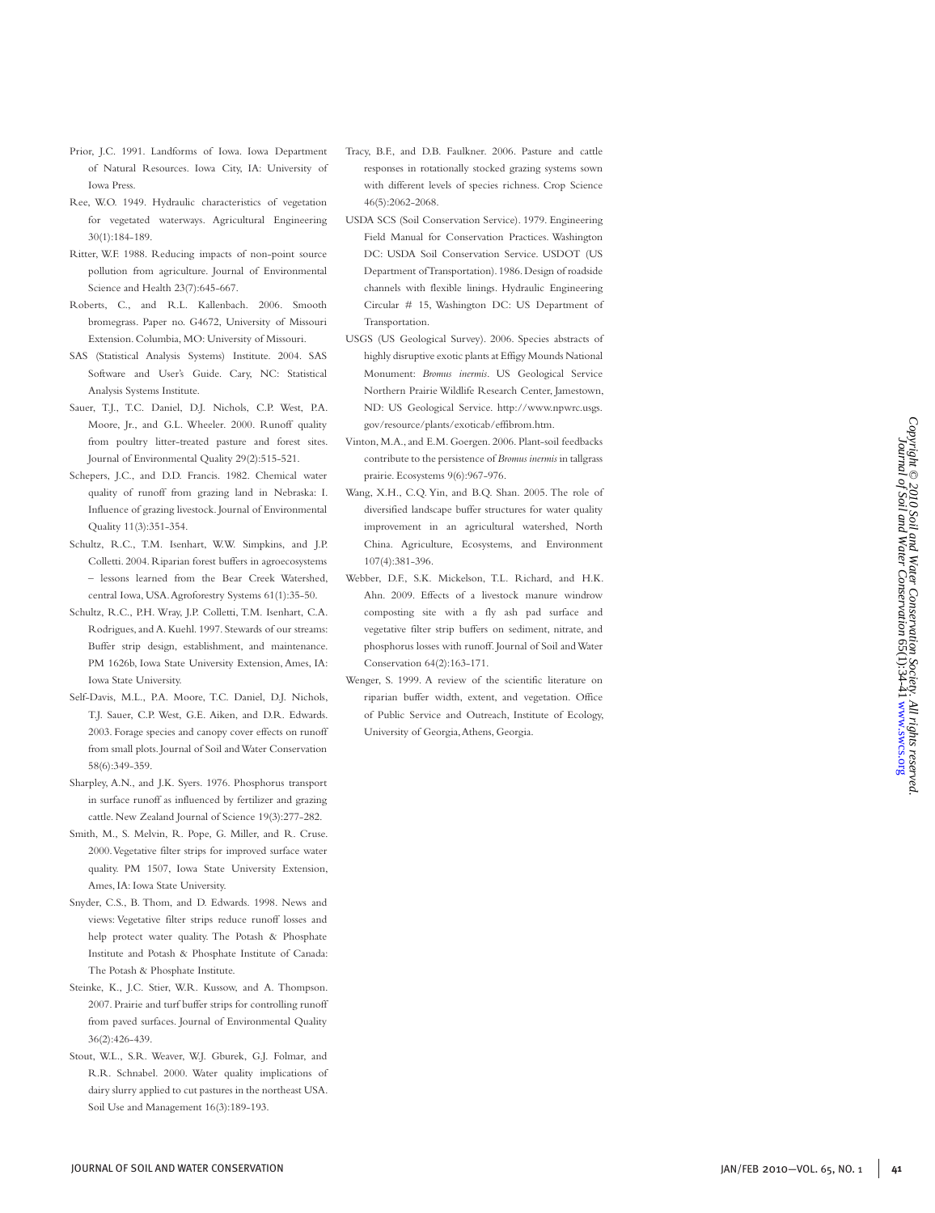Prior, J.C. 1991. Landforms of Iowa. Iowa Department of Natural Resources. Iowa City, IA: University of Iowa Press.

Ree, W.O. 1949. Hydraulic characteristics of vegetation for vegetated waterways. Agricultural Engineering 30(1):184-189.

Ritter, W.F. 1988. Reducing impacts of non-point source pollution from agriculture. Journal of Environmental Science and Health 23(7):645-667.

Roberts, C., and R.L. Kallenbach. 2006. Smooth bromegrass. Paper no. G4672, University of Missouri Extension. Columbia, MO: University of Missouri.

SAS (Statistical Analysis Systems) Institute. 2004. SAS Software and User's Guide. Cary, NC: Statistical Analysis Systems Institute.

Sauer, T.J., T.C. Daniel, D.J. Nichols, C.P. West, P.A. Moore, Jr., and G.L. Wheeler. 2000. Runoff quality from poultry litter-treated pasture and forest sites. Journal of Environmental Quality 29(2):515-521.

Schepers, J.C., and D.D. Francis. 1982. Chemical water quality of runoff from grazing land in Nebraska: I. Influence of grazing livestock. Journal of Environmental Quality 11(3):351-354.

Schultz, R.C., T.M. Isenhart, W.W. Simpkins, and J.P. Colletti. 2004. Riparian forest buffers in agroecosystems – lessons learned from the Bear Creek Watershed, central Iowa, USA. Agroforestry Systems 61(1):35-50.

Schultz, R.C., P.H. Wray, J.P. Colletti, T.M. Isenhart, C.A. Rodrigues, and A. Kuehl. 1997. Stewards of our streams: Buffer strip design, establishment, and maintenance. PM 1626b, Iowa State University Extension, Ames, IA: Iowa State University.

Self-Davis, M.L., P.A. Moore, T.C. Daniel, D.J. Nichols, T.J. Sauer, C.P. West, G.E. Aiken, and D.R. Edwards. 2003. Forage species and canopy cover effects on runoff from small plots. Journal of Soil and Water Conservation 58(6):349-359.

Sharpley, A.N., and J.K. Syers. 1976. Phosphorus transport in surface runoff as influenced by fertilizer and grazing cattle. New Zealand Journal of Science 19(3):277-282.

Smith, M., S. Melvin, R. Pope, G. Miller, and R. Cruse. 2000. Vegetative filter strips for improved surface water quality. PM 1507, Iowa State University Extension, Ames, IA: Iowa State University.

Snyder, C.S., B. Thom, and D. Edwards. 1998. News and views: Vegetative filter strips reduce runoff losses and help protect water quality. The Potash & Phosphate Institute and Potash & Phosphate Institute of Canada: The Potash & Phosphate Institute.

Steinke, K., J.C. Stier, W.R. Kussow, and A. Thompson. 2007. Prairie and turf buffer strips for controlling runoff from paved surfaces. Journal of Environmental Quality 36(2):426-439.

Stout, W.L., S.R. Weaver, W.J. Gburek, G.J. Folmar, and R.R. Schnabel. 2000. Water quality implications of dairy slurry applied to cut pastures in the northeast USA. Soil Use and Management 16(3):189-193.

Tracy, B.F., and D.B. Faulkner. 2006. Pasture and cattle responses in rotationally stocked grazing systems sown with different levels of species richness. Crop Science 46(5):2062-2068.

USDA SCS (Soil Conservation Service). 1979. Engineering Field Manual for Conservation Practices. Washington DC: USDA Soil Conservation Service. USDOT (US Department of Transportation). 1986. Design of roadside channels with flexible linings. Hydraulic Engineering Circular # 15, Washington DC: US Department of Transportation.

USGS (US Geological Survey). 2006. Species abstracts of highly disruptive exotic plants at Effigy Mounds National Monument: *Bromus inermis*. US Geological Service Northern Prairie Wildlife Research Center, Jamestown, ND: US Geological Service. http://www.npwrc.usgs.gov/resource/plants/exoticab/effibrom.htm.

Vinton, M.A., and E.M. Goergen. 2006. Plant-soil feedbacks contribute to the persistence of *Bromus inermis* in tallgrass prairie. Ecosystems 9(6):967-976.

Wang, X.H., C.Q. Yin, and B.Q. Shan. 2005. The role of diversified landscape buffer structures for water quality improvement in an agricultural watershed, North China. Agriculture, Ecosystems, and Environment 107(4):381-396.

Webber, D.F., S.K. Mickelson, T.L. Richard, and H.K. Ahn. 2009. Effects of a livestock manure windrow composting site with a fly ash pad surface and vegetative filter strip buffers on sediment, nitrate, and phosphorus losses with runoff. Journal of Soil and Water Conservation 64(2):163-171.

Wenger, S. 1999. A review of the scientific literature on riparian buffer width, extent, and vegetation. Office of Public Service and Outreach, Institute of Ecology, University of Georgia, Athens, Georgia.